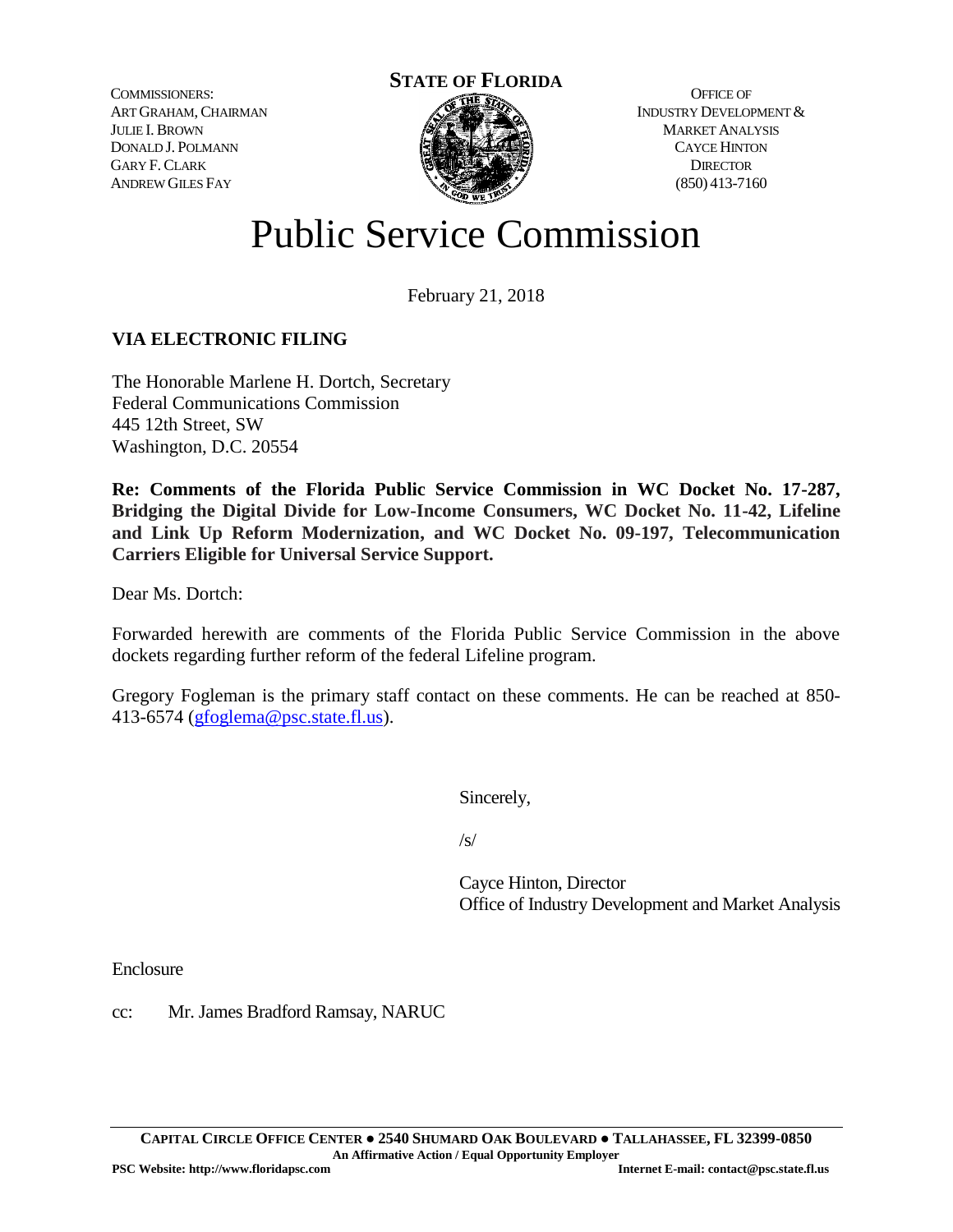COMMISSIONERS:
ART GRAHAM, CHAIRMAN
JULIE I. BROWN
DONALD J. POLMANN
GARY F. CLARK
ANDREW GILES FAY

**STATE OF FLORIDA**

OFFICE OF
INDUSTRY DEVELOPMENT &
MARKET ANALYSIS
CAYCE HINTON
DIRECTOR
(850) 413-7160

# Public Service Commission

February 21, 2018

**VIA ELECTRONIC FILING**

The Honorable Marlene H. Dortch, Secretary
Federal Communications Commission
445 12th Street, SW
Washington, D.C. 20554

**Re: Comments of the Florida Public Service Commission in WC Docket No. 17-287, Bridging the Digital Divide for Low-Income Consumers, WC Docket No. 11-42, Lifeline and Link Up Reform Modernization, and WC Docket No. 09-197, Telecommunication Carriers Eligible for Universal Service Support.**

Dear Ms. Dortch:

Forwarded herewith are comments of the Florida Public Service Commission in the above dockets regarding further reform of the federal Lifeline program.

Gregory Fogleman is the primary staff contact on these comments. He can be reached at 850-413-6574 (gfoglema@psc.state.fl.us).

Sincerely,

/s/

Cayce Hinton, Director
Office of Industry Development and Market Analysis

Enclosure

cc: Mr. James Bradford Ramsay, NARUC

CAPITAL CIRCLE OFFICE CENTER ● 2540 SHUMARD OAK BOULEVARD ● TALLAHASSEE, FL 32399-0850
An Affirmative Action / Equal Opportunity Employer
PSC Website: http://www.floridapsc.com Internet E-mail: contact@psc.state.fl.us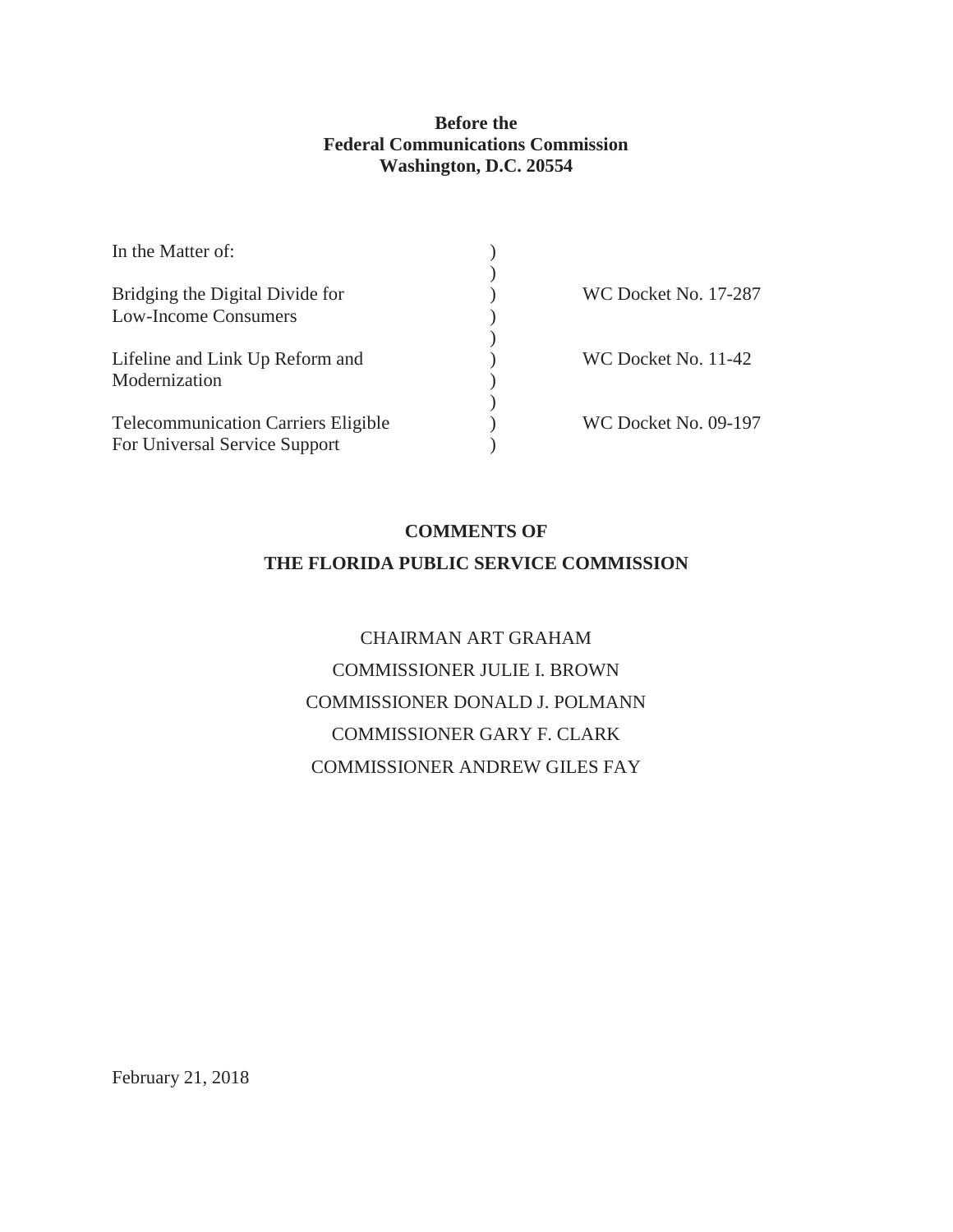**Before the**
**Federal Communications Commission**
**Washington, D.C. 20554**

| | | |
|---|---|---|
| In the Matter of: | ) | |
| | ) | |
| Bridging the Digital Divide for Low-Income Consumers | ) | WC Docket No. 17-287 |
| | ) | |
| Lifeline and Link Up Reform and Modernization | ) | WC Docket No. 11-42 |
| | ) | |
| Telecommunication Carriers Eligible For Universal Service Support | ) | WC Docket No. 09-197 |

**COMMENTS OF**

**THE FLORIDA PUBLIC SERVICE COMMISSION**

CHAIRMAN ART GRAHAM

COMMISSIONER JULIE I. BROWN

COMMISSIONER DONALD J. POLMANN

COMMISSIONER GARY F. CLARK

COMMISSIONER ANDREW GILES FAY

February 21, 2018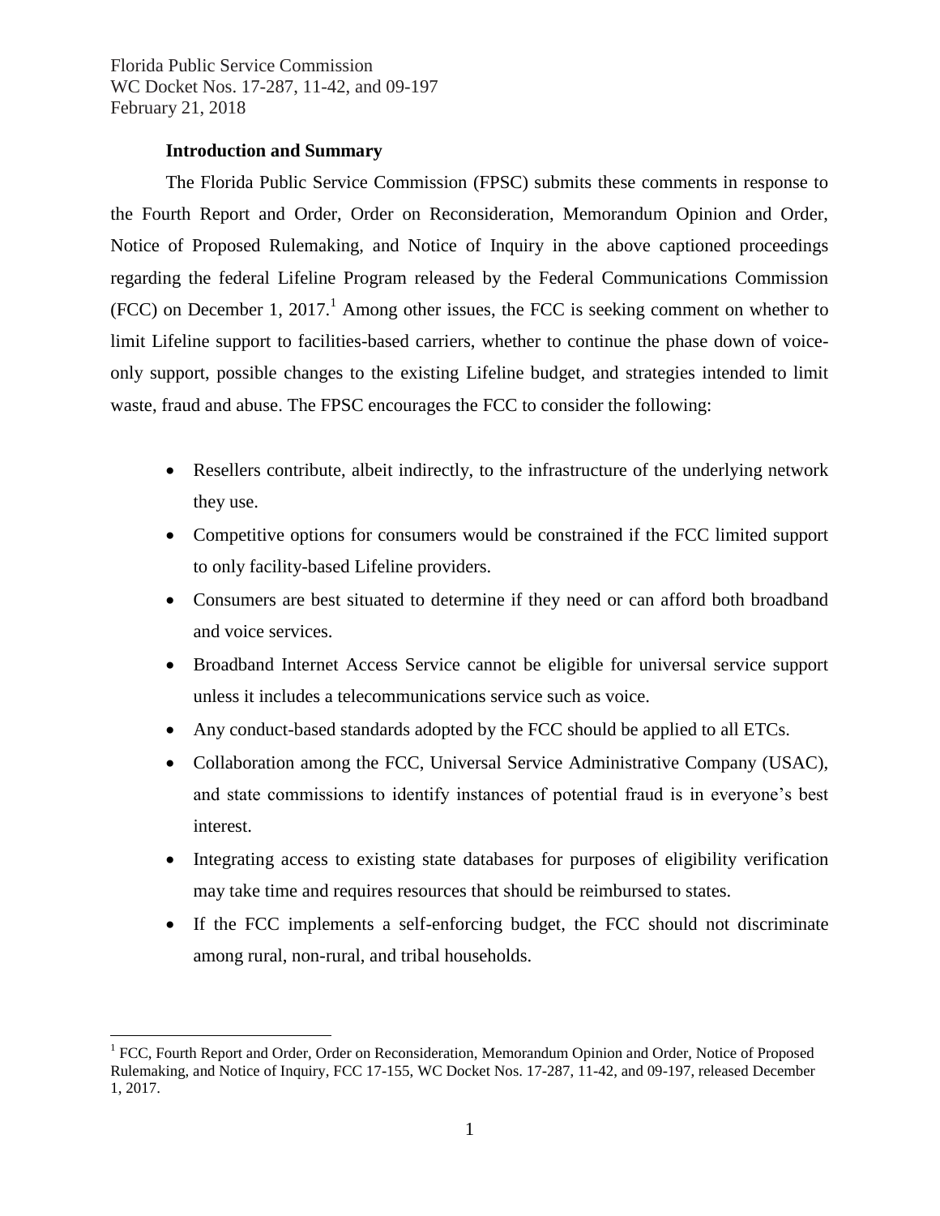### Introduction and Summary

The Florida Public Service Commission (FPSC) submits these comments in response to the Fourth Report and Order, Order on Reconsideration, Memorandum Opinion and Order, Notice of Proposed Rulemaking, and Notice of Inquiry in the above captioned proceedings regarding the federal Lifeline Program released by the Federal Communications Commission (FCC) on December 1, 2017.[1] Among other issues, the FCC is seeking comment on whether to limit Lifeline support to facilities-based carriers, whether to continue the phase down of voice-only support, possible changes to the existing Lifeline budget, and strategies intended to limit waste, fraud and abuse. The FPSC encourages the FCC to consider the following:

- Resellers contribute, albeit indirectly, to the infrastructure of the underlying network they use.
- Competitive options for consumers would be constrained if the FCC limited support to only facility-based Lifeline providers.
- Consumers are best situated to determine if they need or can afford both broadband and voice services.
- Broadband Internet Access Service cannot be eligible for universal service support unless it includes a telecommunications service such as voice.
- Any conduct-based standards adopted by the FCC should be applied to all ETCs.
- Collaboration among the FCC, Universal Service Administrative Company (USAC), and state commissions to identify instances of potential fraud is in everyone's best interest.
- Integrating access to existing state databases for purposes of eligibility verification may take time and requires resources that should be reimbursed to states.
- If the FCC implements a self-enforcing budget, the FCC should not discriminate among rural, non-rural, and tribal households.

[1] FCC, Fourth Report and Order, Order on Reconsideration, Memorandum Opinion and Order, Notice of Proposed Rulemaking, and Notice of Inquiry, FCC 17-155, WC Docket Nos. 17-287, 11-42, and 09-197, released December 1, 2017.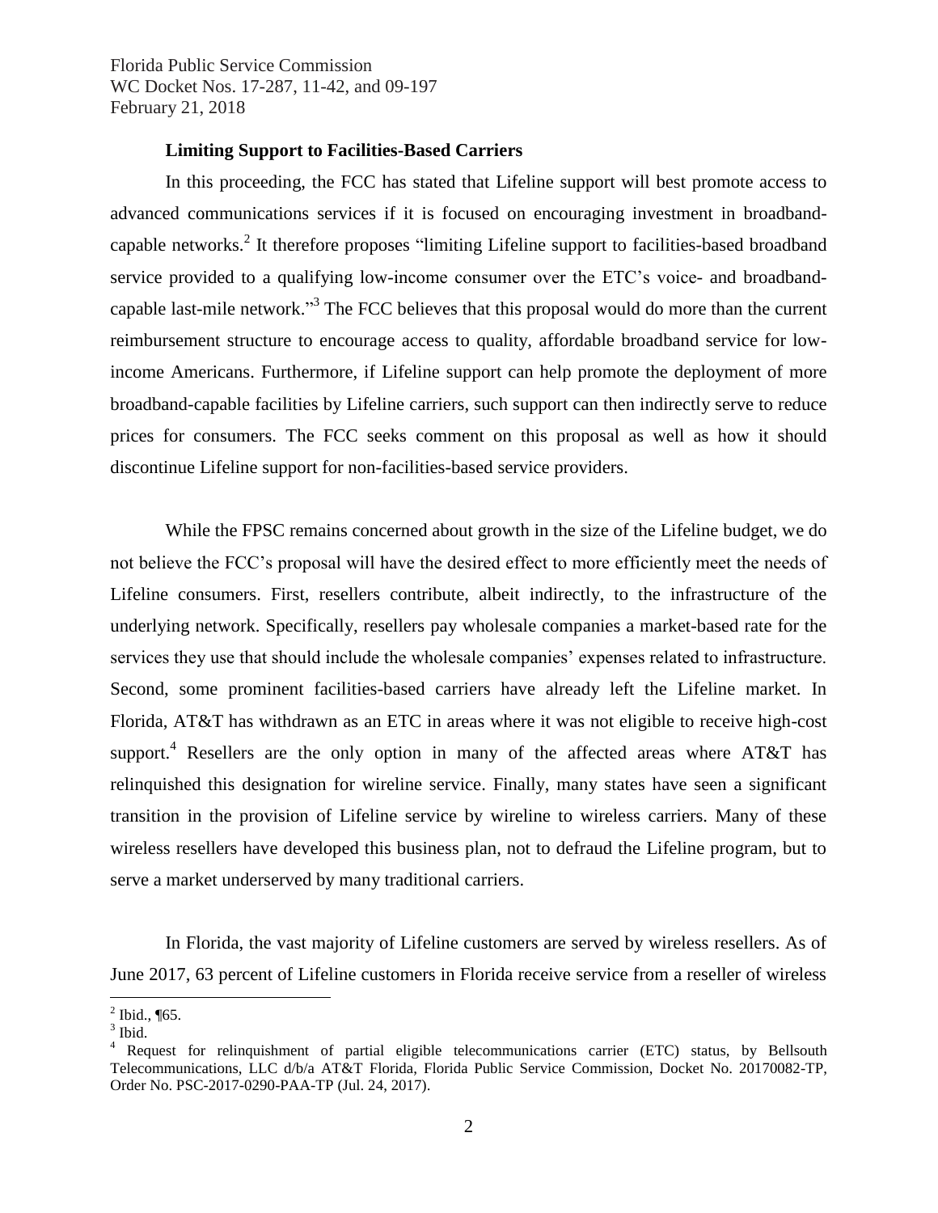### Limiting Support to Facilities-Based Carriers

In this proceeding, the FCC has stated that Lifeline support will best promote access to advanced communications services if it is focused on encouraging investment in broadband-capable networks.[2] It therefore proposes "limiting Lifeline support to facilities-based broadband service provided to a qualifying low-income consumer over the ETC's voice- and broadband-capable last-mile network."[3] The FCC believes that this proposal would do more than the current reimbursement structure to encourage access to quality, affordable broadband service for low-income Americans. Furthermore, if Lifeline support can help promote the deployment of more broadband-capable facilities by Lifeline carriers, such support can then indirectly serve to reduce prices for consumers. The FCC seeks comment on this proposal as well as how it should discontinue Lifeline support for non-facilities-based service providers.

While the FPSC remains concerned about growth in the size of the Lifeline budget, we do not believe the FCC's proposal will have the desired effect to more efficiently meet the needs of Lifeline consumers. First, resellers contribute, albeit indirectly, to the infrastructure of the underlying network. Specifically, resellers pay wholesale companies a market-based rate for the services they use that should include the wholesale companies' expenses related to infrastructure. Second, some prominent facilities-based carriers have already left the Lifeline market. In Florida, AT&T has withdrawn as an ETC in areas where it was not eligible to receive high-cost support.[4] Resellers are the only option in many of the affected areas where AT&T has relinquished this designation for wireline service. Finally, many states have seen a significant transition in the provision of Lifeline service by wireline to wireless carriers. Many of these wireless resellers have developed this business plan, not to defraud the Lifeline program, but to serve a market underserved by many traditional carriers.

In Florida, the vast majority of Lifeline customers are served by wireless resellers. As of June 2017, 63 percent of Lifeline customers in Florida receive service from a reseller of wireless

---

[2] Ibid., ¶65.

[3] Ibid.

[4] Request for relinquishment of partial eligible telecommunications carrier (ETC) status, by Bellsouth Telecommunications, LLC d/b/a AT&T Florida, Florida Public Service Commission, Docket No. 20170082-TP, Order No. PSC-2017-0290-PAA-TP (Jul. 24, 2017).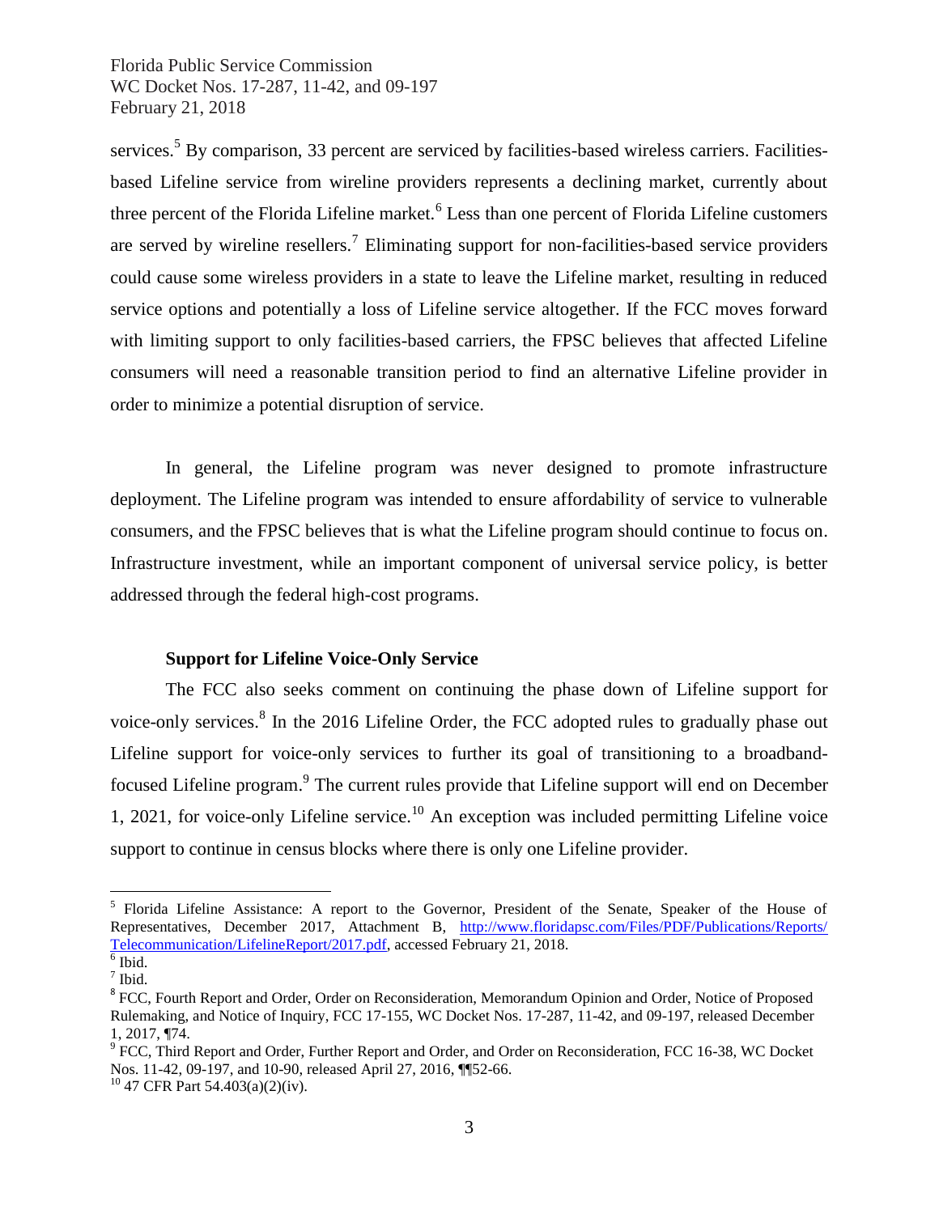services.[5] By comparison, 33 percent are serviced by facilities-based wireless carriers. Facilities-based Lifeline service from wireline providers represents a declining market, currently about three percent of the Florida Lifeline market.[6] Less than one percent of Florida Lifeline customers are served by wireline resellers.[7] Eliminating support for non-facilities-based service providers could cause some wireless providers in a state to leave the Lifeline market, resulting in reduced service options and potentially a loss of Lifeline service altogether. If the FCC moves forward with limiting support to only facilities-based carriers, the FPSC believes that affected Lifeline consumers will need a reasonable transition period to find an alternative Lifeline provider in order to minimize a potential disruption of service.

In general, the Lifeline program was never designed to promote infrastructure deployment. The Lifeline program was intended to ensure affordability of service to vulnerable consumers, and the FPSC believes that is what the Lifeline program should continue to focus on. Infrastructure investment, while an important component of universal service policy, is better addressed through the federal high-cost programs.

**Support for Lifeline Voice-Only Service**

The FCC also seeks comment on continuing the phase down of Lifeline support for voice-only services.[8] In the 2016 Lifeline Order, the FCC adopted rules to gradually phase out Lifeline support for voice-only services to further its goal of transitioning to a broadband-focused Lifeline program.[9] The current rules provide that Lifeline support will end on December 1, 2021, for voice-only Lifeline service.[10] An exception was included permitting Lifeline voice support to continue in census blocks where there is only one Lifeline provider.

---

[5] Florida Lifeline Assistance: A report to the Governor, President of the Senate, Speaker of the House of Representatives, December 2017, Attachment B, http://www.floridapsc.com/Files/PDF/Publications/Reports/Telecommunication/LifelineReport/2017.pdf, accessed February 21, 2018.

[6] Ibid.

[7] Ibid.

[8] FCC, Fourth Report and Order, Order on Reconsideration, Memorandum Opinion and Order, Notice of Proposed Rulemaking, and Notice of Inquiry, FCC 17-155, WC Docket Nos. 17-287, 11-42, and 09-197, released December 1, 2017, ¶74.

[9] FCC, Third Report and Order, Further Report and Order, and Order on Reconsideration, FCC 16-38, WC Docket Nos. 11-42, 09-197, and 10-90, released April 27, 2016, ¶¶52-66.

[10] 47 CFR Part 54.403(a)(2)(iv).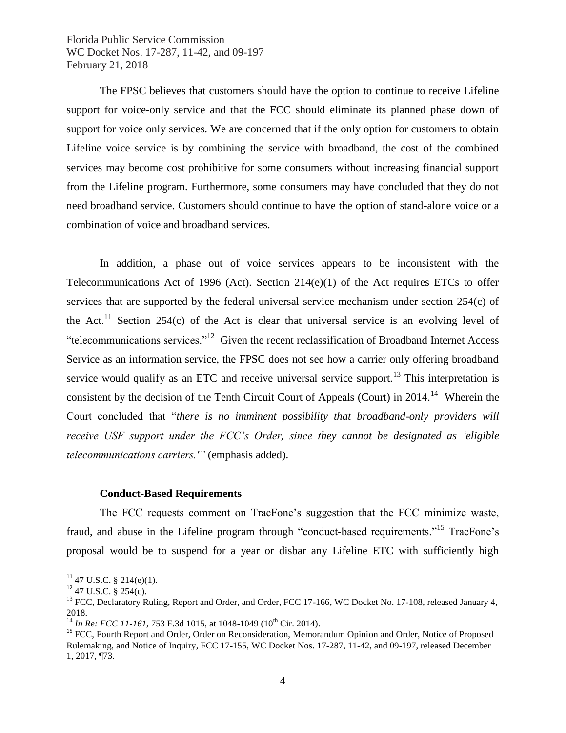The FPSC believes that customers should have the option to continue to receive Lifeline support for voice-only service and that the FCC should eliminate its planned phase down of support for voice only services. We are concerned that if the only option for customers to obtain Lifeline voice service is by combining the service with broadband, the cost of the combined services may become cost prohibitive for some consumers without increasing financial support from the Lifeline program. Furthermore, some consumers may have concluded that they do not need broadband service. Customers should continue to have the option of stand-alone voice or a combination of voice and broadband services.

In addition, a phase out of voice services appears to be inconsistent with the Telecommunications Act of 1996 (Act). Section 214(e)(1) of the Act requires ETCs to offer services that are supported by the federal universal service mechanism under section 254(c) of the Act.[11] Section 254(c) of the Act is clear that universal service is an evolving level of "telecommunications services."[12] Given the recent reclassification of Broadband Internet Access Service as an information service, the FPSC does not see how a carrier only offering broadband service would qualify as an ETC and receive universal service support.[13] This interpretation is consistent by the decision of the Tenth Circuit Court of Appeals (Court) in 2014.[14] Wherein the Court concluded that "*there is no imminent possibility that broadband-only providers will receive USF support under the FCC's Order, since they cannot be designated as 'eligible telecommunications carriers.'"* (emphasis added).

**Conduct-Based Requirements**

The FCC requests comment on TracFone's suggestion that the FCC minimize waste, fraud, and abuse in the Lifeline program through "conduct-based requirements."[15] TracFone's proposal would be to suspend for a year or disbar any Lifeline ETC with sufficiently high

---

[11] 47 U.S.C. § 214(e)(1).

[12] 47 U.S.C. § 254(c).

[13] FCC, Declaratory Ruling, Report and Order, and Order, FCC 17-166, WC Docket No. 17-108, released January 4, 2018.

[14] *In Re: FCC 11-161*, 753 F.3d 1015, at 1048-1049 (10th Cir. 2014).

[15] FCC, Fourth Report and Order, Order on Reconsideration, Memorandum Opinion and Order, Notice of Proposed Rulemaking, and Notice of Inquiry, FCC 17-155, WC Docket Nos. 17-287, 11-42, and 09-197, released December 1, 2017, ¶73.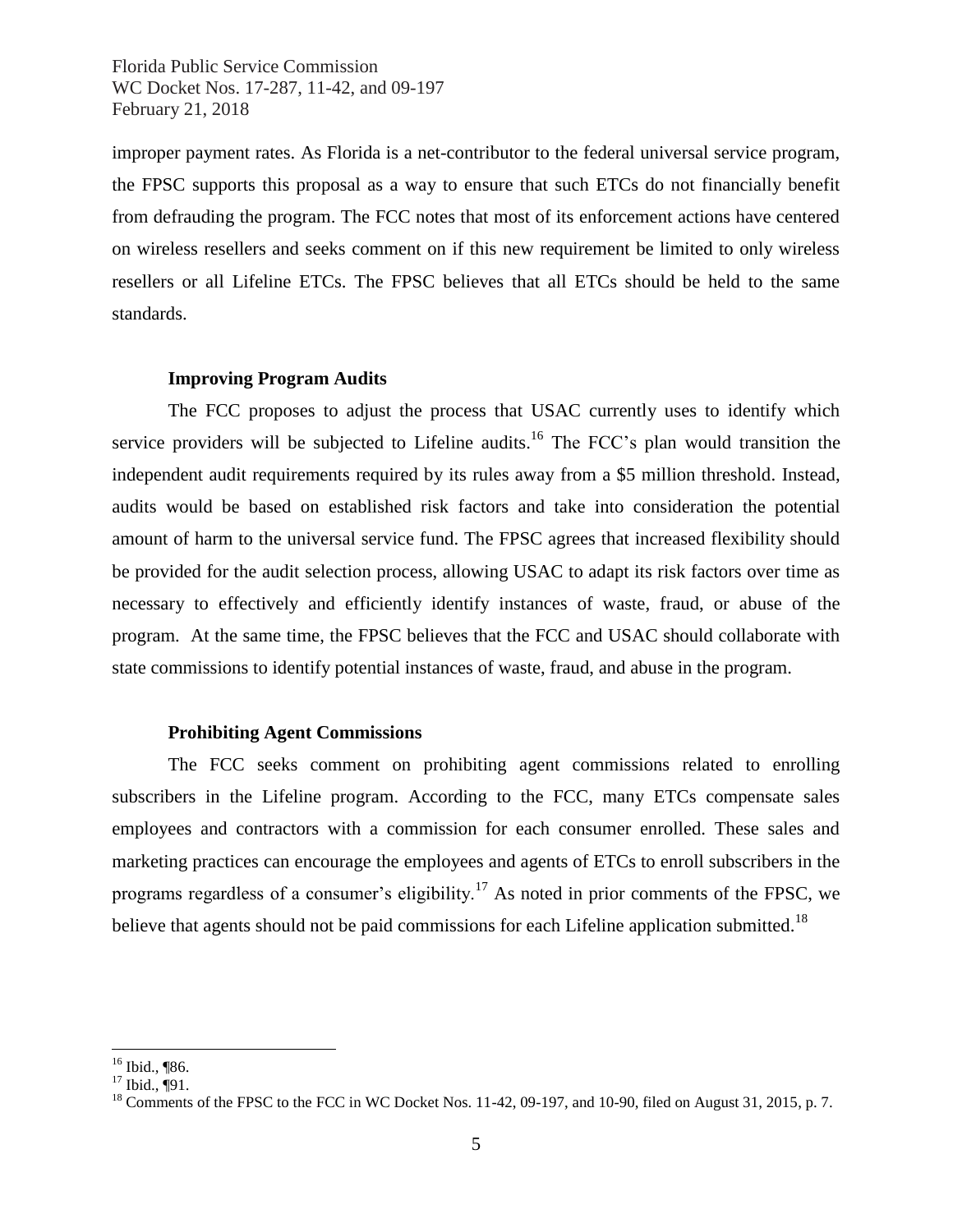improper payment rates. As Florida is a net-contributor to the federal universal service program, the FPSC supports this proposal as a way to ensure that such ETCs do not financially benefit from defrauding the program. The FCC notes that most of its enforcement actions have centered on wireless resellers and seeks comment on if this new requirement be limited to only wireless resellers or all Lifeline ETCs. The FPSC believes that all ETCs should be held to the same standards.

**Improving Program Audits**

The FCC proposes to adjust the process that USAC currently uses to identify which service providers will be subjected to Lifeline audits.[16] The FCC's plan would transition the independent audit requirements required by its rules away from a $5 million threshold. Instead, audits would be based on established risk factors and take into consideration the potential amount of harm to the universal service fund. The FPSC agrees that increased flexibility should be provided for the audit selection process, allowing USAC to adapt its risk factors over time as necessary to effectively and efficiently identify instances of waste, fraud, or abuse of the program. At the same time, the FPSC believes that the FCC and USAC should collaborate with state commissions to identify potential instances of waste, fraud, and abuse in the program.

**Prohibiting Agent Commissions**

The FCC seeks comment on prohibiting agent commissions related to enrolling subscribers in the Lifeline program. According to the FCC, many ETCs compensate sales employees and contractors with a commission for each consumer enrolled. These sales and marketing practices can encourage the employees and agents of ETCs to enroll subscribers in the programs regardless of a consumer's eligibility.[17] As noted in prior comments of the FPSC, we believe that agents should not be paid commissions for each Lifeline application submitted.[18]

[16] Ibid., ¶86.
[17] Ibid., ¶91.
[18] Comments of the FPSC to the FCC in WC Docket Nos. 11-42, 09-197, and 10-90, filed on August 31, 2015, p. 7.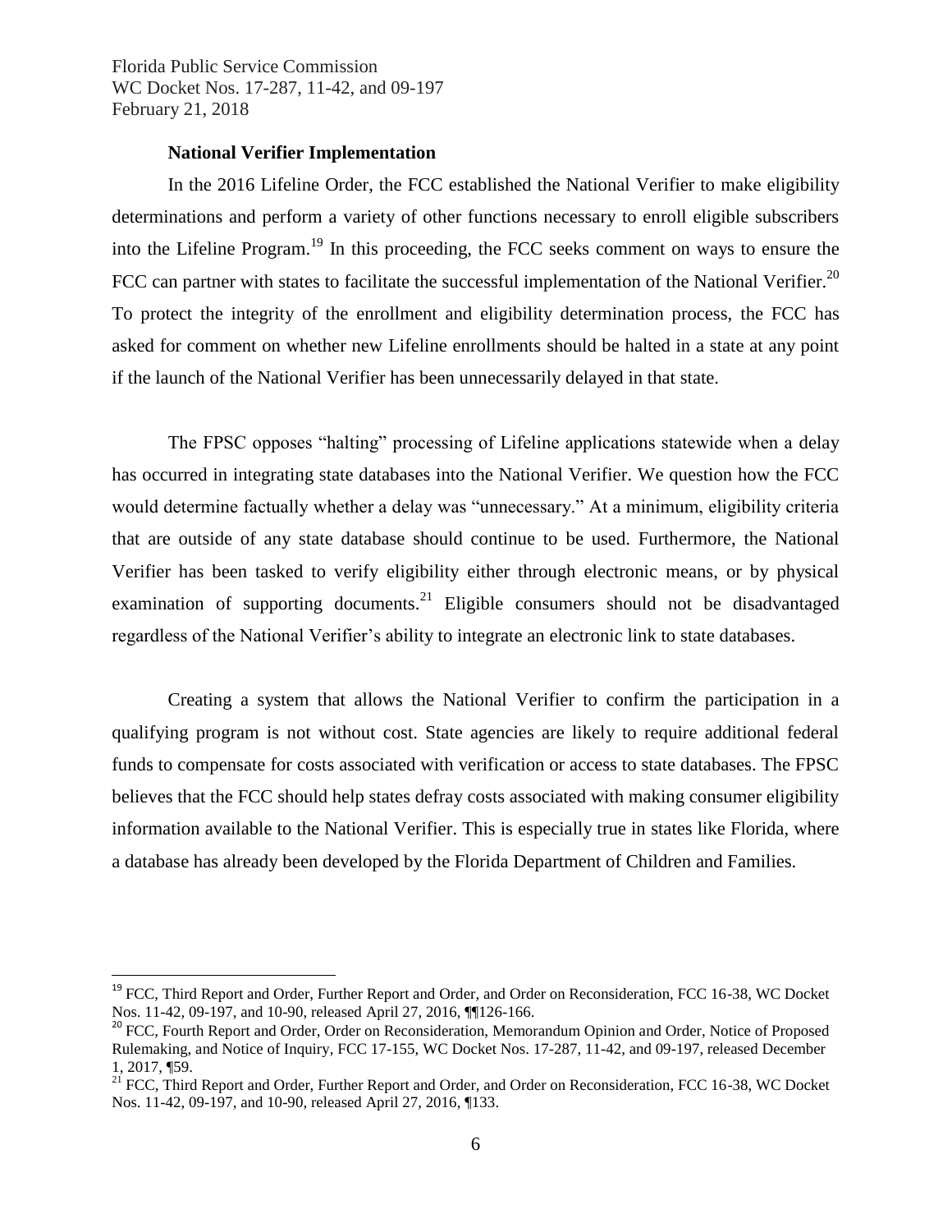**National Verifier Implementation**

In the 2016 Lifeline Order, the FCC established the National Verifier to make eligibility determinations and perform a variety of other functions necessary to enroll eligible subscribers into the Lifeline Program.[19] In this proceeding, the FCC seeks comment on ways to ensure the FCC can partner with states to facilitate the successful implementation of the National Verifier.[20] To protect the integrity of the enrollment and eligibility determination process, the FCC has asked for comment on whether new Lifeline enrollments should be halted in a state at any point if the launch of the National Verifier has been unnecessarily delayed in that state.

The FPSC opposes "halting" processing of Lifeline applications statewide when a delay has occurred in integrating state databases into the National Verifier. We question how the FCC would determine factually whether a delay was "unnecessary." At a minimum, eligibility criteria that are outside of any state database should continue to be used. Furthermore, the National Verifier has been tasked to verify eligibility either through electronic means, or by physical examination of supporting documents.[21] Eligible consumers should not be disadvantaged regardless of the National Verifier's ability to integrate an electronic link to state databases.

Creating a system that allows the National Verifier to confirm the participation in a qualifying program is not without cost. State agencies are likely to require additional federal funds to compensate for costs associated with verification or access to state databases. The FPSC believes that the FCC should help states defray costs associated with making consumer eligibility information available to the National Verifier. This is especially true in states like Florida, where a database has already been developed by the Florida Department of Children and Families.

---

[19] FCC, Third Report and Order, Further Report and Order, and Order on Reconsideration, FCC 16-38, WC Docket Nos. 11-42, 09-197, and 10-90, released April 27, 2016, ¶¶126-166.

[20] FCC, Fourth Report and Order, Order on Reconsideration, Memorandum Opinion and Order, Notice of Proposed Rulemaking, and Notice of Inquiry, FCC 17-155, WC Docket Nos. 17-287, 11-42, and 09-197, released December 1, 2017, ¶59.

[21] FCC, Third Report and Order, Further Report and Order, and Order on Reconsideration, FCC 16-38, WC Docket Nos. 11-42, 09-197, and 10-90, released April 27, 2016, ¶133.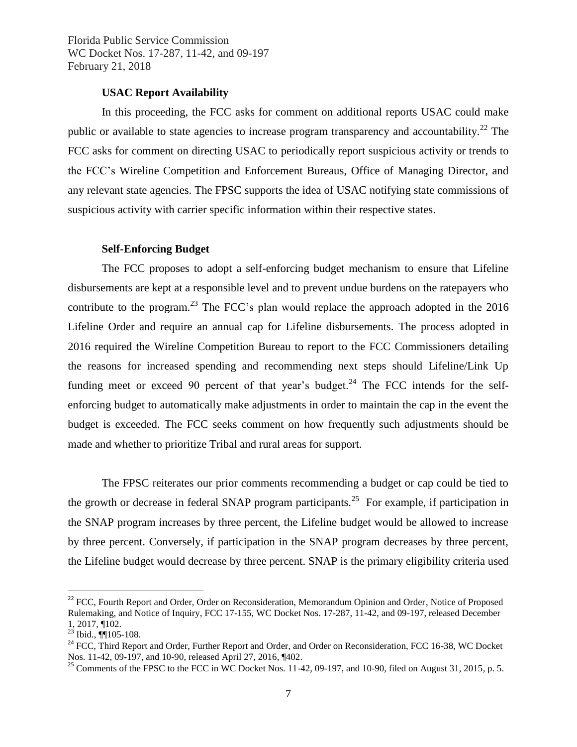**USAC Report Availability**

In this proceeding, the FCC asks for comment on additional reports USAC could make public or available to state agencies to increase program transparency and accountability.[22] The FCC asks for comment on directing USAC to periodically report suspicious activity or trends to the FCC's Wireline Competition and Enforcement Bureaus, Office of Managing Director, and any relevant state agencies. The FPSC supports the idea of USAC notifying state commissions of suspicious activity with carrier specific information within their respective states.

**Self-Enforcing Budget**

The FCC proposes to adopt a self-enforcing budget mechanism to ensure that Lifeline disbursements are kept at a responsible level and to prevent undue burdens on the ratepayers who contribute to the program.[23] The FCC's plan would replace the approach adopted in the 2016 Lifeline Order and require an annual cap for Lifeline disbursements. The process adopted in 2016 required the Wireline Competition Bureau to report to the FCC Commissioners detailing the reasons for increased spending and recommending next steps should Lifeline/Link Up funding meet or exceed 90 percent of that year's budget.[24] The FCC intends for the self-enforcing budget to automatically make adjustments in order to maintain the cap in the event the budget is exceeded. The FCC seeks comment on how frequently such adjustments should be made and whether to prioritize Tribal and rural areas for support.

The FPSC reiterates our prior comments recommending a budget or cap could be tied to the growth or decrease in federal SNAP program participants.[25] For example, if participation in the SNAP program increases by three percent, the Lifeline budget would be allowed to increase by three percent. Conversely, if participation in the SNAP program decreases by three percent, the Lifeline budget would decrease by three percent. SNAP is the primary eligibility criteria used

---

[22] FCC, Fourth Report and Order, Order on Reconsideration, Memorandum Opinion and Order, Notice of Proposed Rulemaking, and Notice of Inquiry, FCC 17-155, WC Docket Nos. 17-287, 11-42, and 09-197, released December 1, 2017, ¶102.

[23] Ibid., ¶¶105-108.

[24] FCC, Third Report and Order, Further Report and Order, and Order on Reconsideration, FCC 16-38, WC Docket Nos. 11-42, 09-197, and 10-90, released April 27, 2016, ¶402.

[25] Comments of the FPSC to the FCC in WC Docket Nos. 11-42, 09-197, and 10-90, filed on August 31, 2015, p. 5.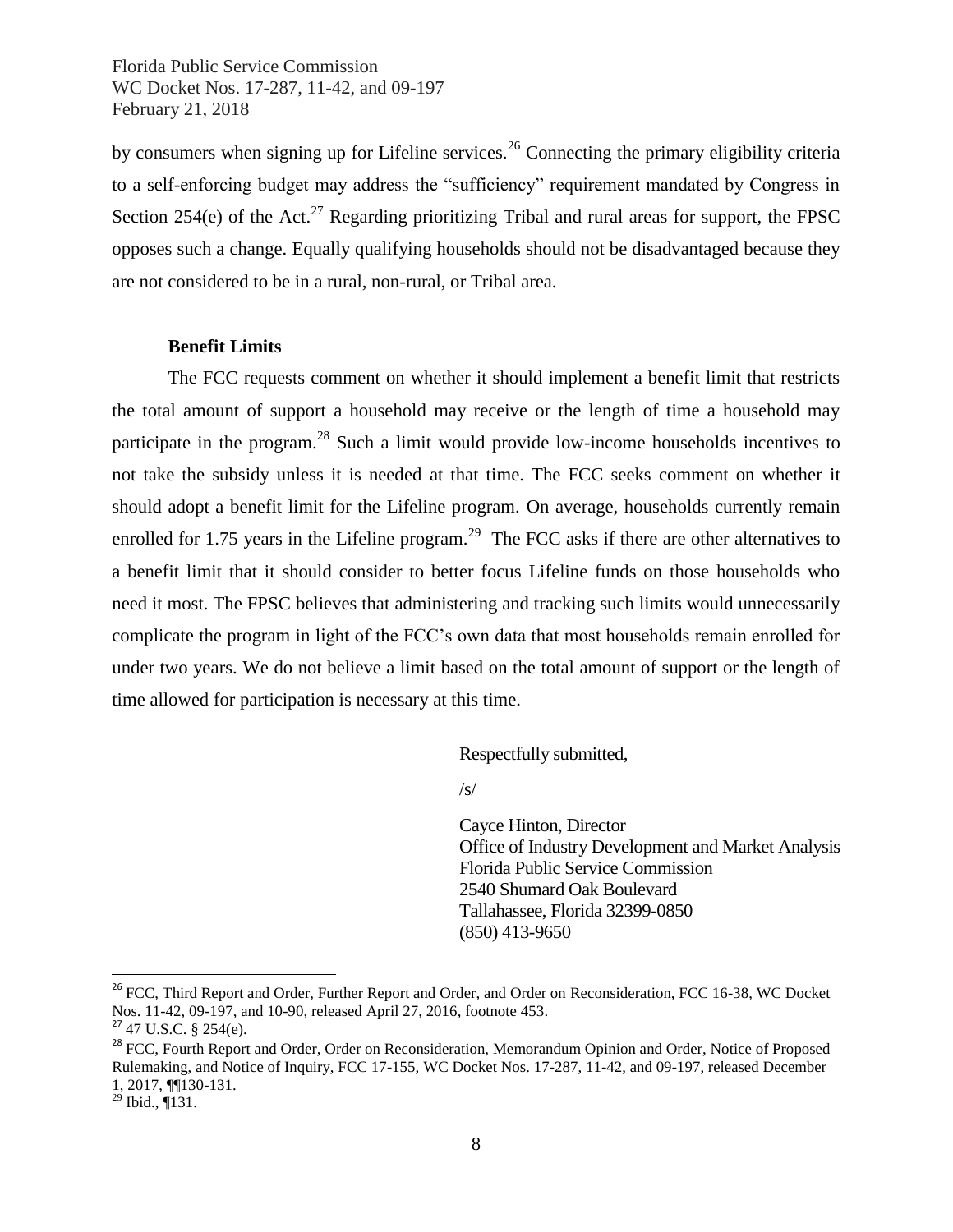by consumers when signing up for Lifeline services.[26] Connecting the primary eligibility criteria to a self-enforcing budget may address the "sufficiency" requirement mandated by Congress in Section 254(e) of the Act.[27] Regarding prioritizing Tribal and rural areas for support, the FPSC opposes such a change. Equally qualifying households should not be disadvantaged because they are not considered to be in a rural, non-rural, or Tribal area.

**Benefit Limits**

The FCC requests comment on whether it should implement a benefit limit that restricts the total amount of support a household may receive or the length of time a household may participate in the program.[28] Such a limit would provide low-income households incentives to not take the subsidy unless it is needed at that time. The FCC seeks comment on whether it should adopt a benefit limit for the Lifeline program. On average, households currently remain enrolled for 1.75 years in the Lifeline program.[29] The FCC asks if there are other alternatives to a benefit limit that it should consider to better focus Lifeline funds on those households who need it most. The FPSC believes that administering and tracking such limits would unnecessarily complicate the program in light of the FCC's own data that most households remain enrolled for under two years. We do not believe a limit based on the total amount of support or the length of time allowed for participation is necessary at this time.

Respectfully submitted,

/s/

Cayce Hinton, Director
Office of Industry Development and Market Analysis
Florida Public Service Commission
2540 Shumard Oak Boulevard
Tallahassee, Florida 32399-0850
(850) 413-9650

---

[26] FCC, Third Report and Order, Further Report and Order, and Order on Reconsideration, FCC 16-38, WC Docket Nos. 11-42, 09-197, and 10-90, released April 27, 2016, footnote 453.

[27] 47 U.S.C. § 254(e).

[28] FCC, Fourth Report and Order, Order on Reconsideration, Memorandum Opinion and Order, Notice of Proposed Rulemaking, and Notice of Inquiry, FCC 17-155, WC Docket Nos. 17-287, 11-42, and 09-197, released December 1, 2017, ¶¶130-131.

[29] Ibid., ¶131.